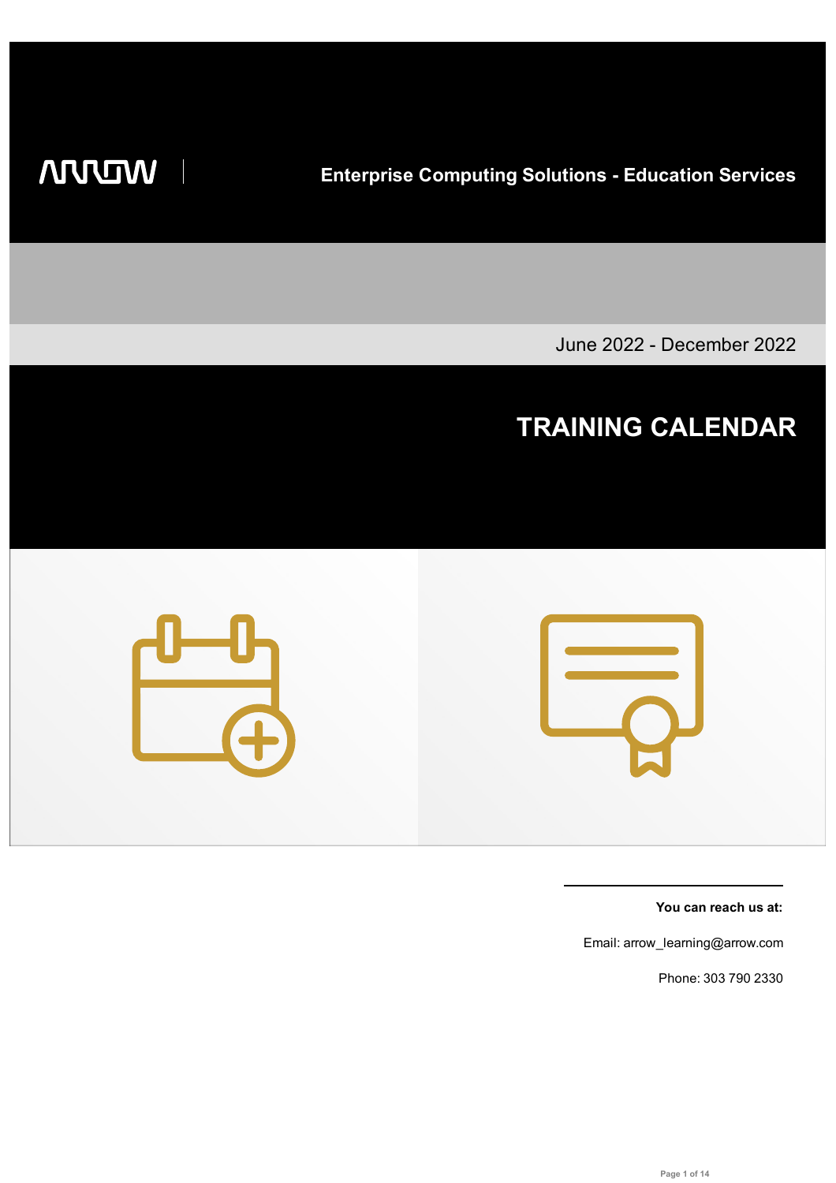ARROW

**Enterprise Computing Solutions - Education Services**

June 2022 - December 2022

# TRAINING CALENDAR

**You can reach us at:**

Email: arrow_learning@arrow.com

Phone: 303 790 2330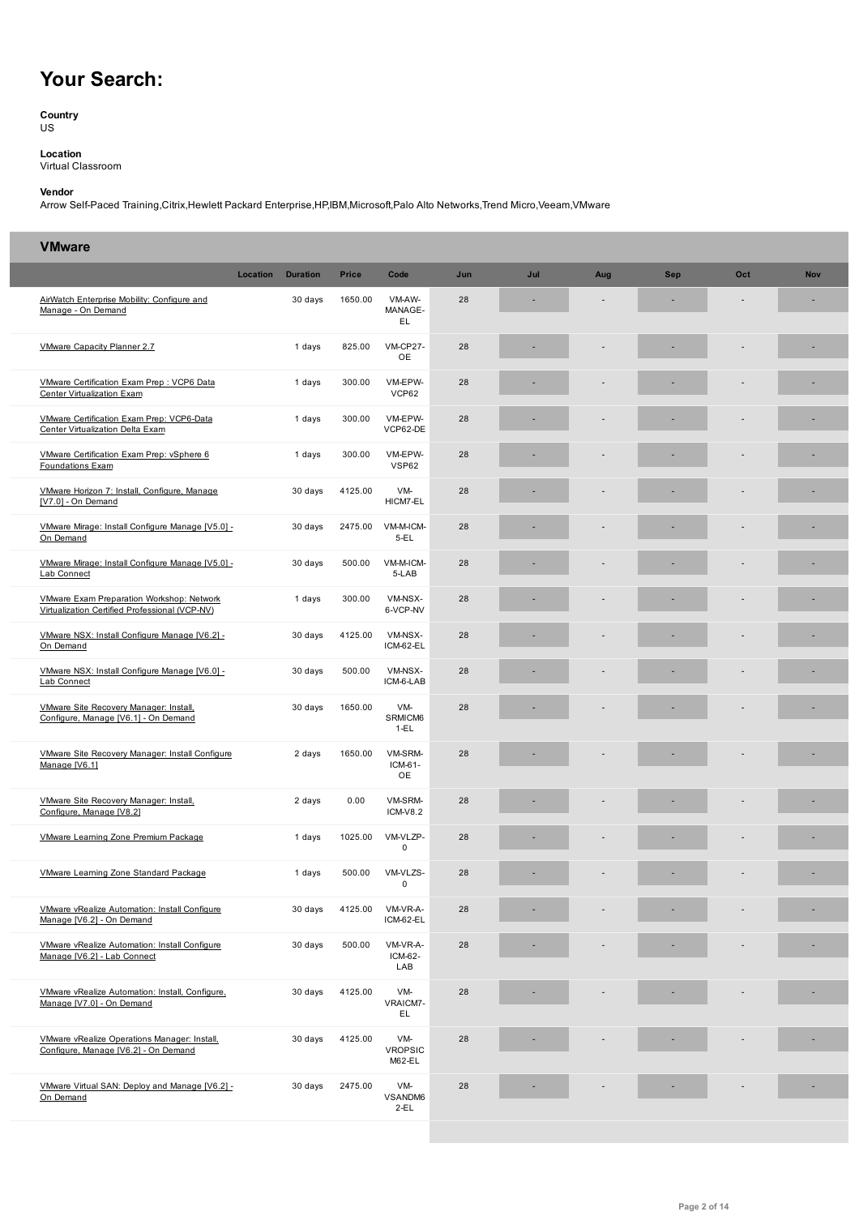# Your Search:

**Country**
US

**Location**
Virtual Classroom

**Vendor**
Arrow Self-Paced Training,Citrix,Hewlett Packard Enterprise,HP,IBM,Microsoft,Palo Alto Networks,Trend Micro,Veeam,VMware

## VMware

| | Location | Duration | Price | Code | Jun | Jul | Aug | Sep | Oct | Nov |
|---|---|---|---|---|---|---|---|---|---|---|
| AirWatch Enterprise Mobility: Configure and Manage - On Demand | | 30 days | 1650.00 | VM-AW-MANAGE-EL | 28 | - | - | - | - | - |
| VMware Capacity Planner 2.7 | | 1 days | 825.00 | VM-CP27-OE | 28 | - | - | - | - | - |
| VMware Certification Exam Prep : VCP6 Data Center Virtualization Exam | | 1 days | 300.00 | VM-EPW-VCP62 | 28 | - | - | - | - | - |
| VMware Certification Exam Prep: VCP6-Data Center Virtualization Delta Exam | | 1 days | 300.00 | VM-EPW-VCP62-DE | 28 | - | - | - | - | - |
| VMware Certification Exam Prep: vSphere 6 Foundations Exam | | 1 days | 300.00 | VM-EPW-VSP62 | 28 | - | - | - | - | - |
| VMware Horizon 7: Install, Configure, Manage [V7.0] - On Demand | | 30 days | 4125.00 | VM-HICM7-EL | 28 | - | - | - | - | - |
| VMware Mirage: Install Configure Manage [V5.0] - On Demand | | 30 days | 2475.00 | VM-M-ICM-5-EL | 28 | - | - | - | - | - |
| VMware Mirage: Install Configure Manage [V5.0] - Lab Connect | | 30 days | 500.00 | VM-M-ICM-5-LAB | 28 | - | - | - | - | - |
| VMware Exam Preparation Workshop: Network Virtualization Certified Professional (VCP-NV) | | 1 days | 300.00 | VM-NSX-6-VCP-NV | 28 | - | - | - | - | - |
| VMware NSX: Install Configure Manage [V6.2] - On Demand | | 30 days | 4125.00 | VM-NSX-ICM-62-EL | 28 | - | - | - | - | - |
| VMware NSX: Install Configure Manage [V6.0] - Lab Connect | | 30 days | 500.00 | VM-NSX-ICM-6-LAB | 28 | - | - | - | - | - |
| VMware Site Recovery Manager: Install, Configure, Manage [V6.1] - On Demand | | 30 days | 1650.00 | VM-SRMICM61-EL | 28 | - | - | - | - | - |
| VMware Site Recovery Manager: Install Configure Manage [V6.1] | | 2 days | 1650.00 | VM-SRM-ICM-61-OE | 28 | - | - | - | - | - |
| VMware Site Recovery Manager: Install, Configure, Manage [V8.2] | | 2 days | 0.00 | VM-SRM-ICM-V8.2 | 28 | - | - | - | - | - |
| VMware Learning Zone Premium Package | | 1 days | 1025.00 | VM-VLZP-0 | 28 | - | - | - | - | - |
| VMware Learning Zone Standard Package | | 1 days | 500.00 | VM-VLZS-0 | 28 | - | - | - | - | - |
| VMware vRealize Automation: Install Configure Manage [V6.2] - On Demand | | 30 days | 4125.00 | VM-VR-A-ICM-62-EL | 28 | - | - | - | - | - |
| VMware vRealize Automation: Install Configure Manage [V6.2] - Lab Connect | | 30 days | 500.00 | VM-VR-A-ICM-62-LAB | 28 | - | - | - | - | - |
| VMware vRealize Automation: Install, Configure, Manage [V7.0] - On Demand | | 30 days | 4125.00 | VM-VRAICM7-EL | 28 | - | - | - | - | - |
| VMware vRealize Operations Manager: Install, Configure, Manage [V6.2] - On Demand | | 30 days | 4125.00 | VM-VROPSICM62-EL | 28 | - | - | - | - | - |
| VMware Virtual SAN: Deploy and Manage [V6.2] - On Demand | | 30 days | 2475.00 | VM-VSANDM62-EL | 28 | - | - | - | - | - |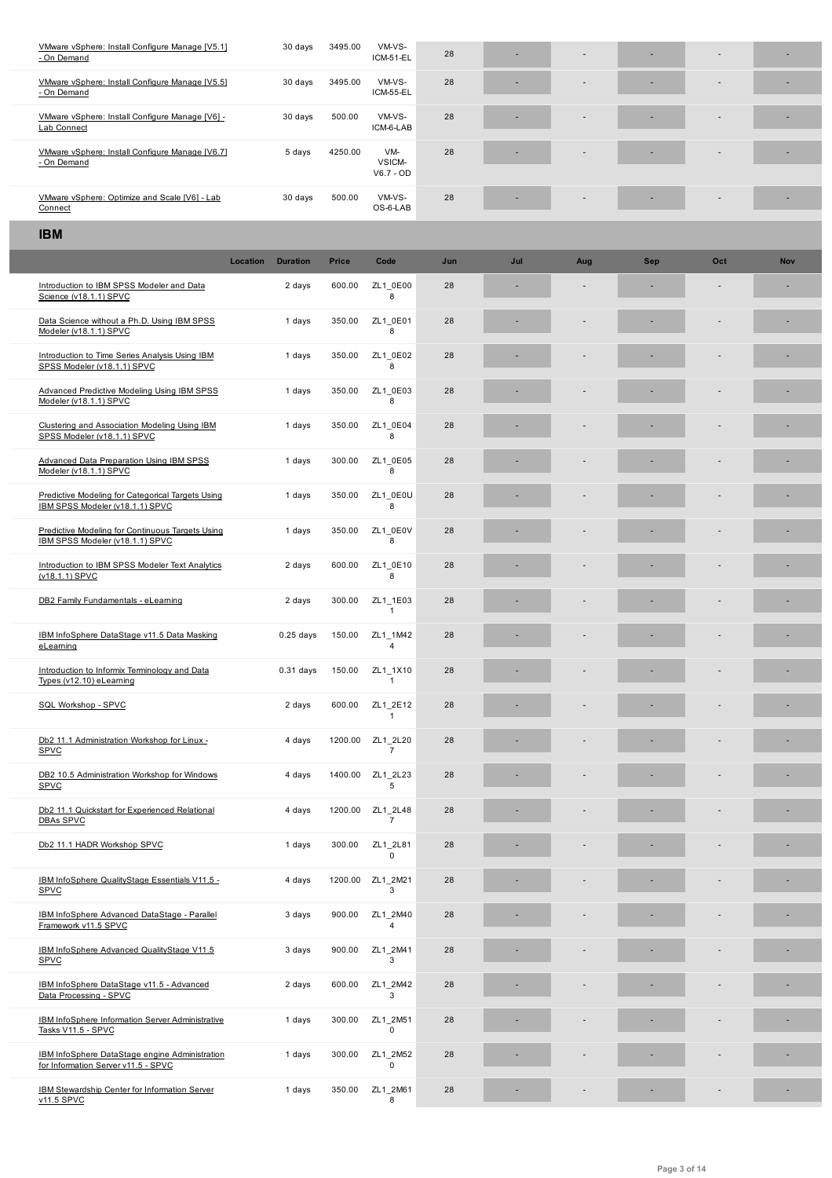| | Location | Duration | Price | Code | Jun | Jul | Aug | Sep | Oct | Nov |
|---|---|---|---|---|---|---|---|---|---|---|
| VMware vSphere: Install Configure Manage [V5.1] - On Demand | | 30 days | 3495.00 | VM-VS-ICM-51-EL | 28 | - | - | - | - | - |
| VMware vSphere: Install Configure Manage [V5.5] - On Demand | | 30 days | 3495.00 | VM-VS-ICM-55-EL | 28 | - | - | - | - | - |
| VMware vSphere: Install Configure Manage [V6] - Lab Connect | | 30 days | 500.00 | VM-VS-ICM-6-LAB | 28 | - | - | - | - | - |
| VMware vSphere: Install Configure Manage [V6.7] - On Demand | | 5 days | 4250.00 | VM-VSICM-V6.7 - OD | 28 | - | - | - | - | - |
| VMware vSphere: Optimize and Scale [V6] - Lab Connect | | 30 days | 500.00 | VM-VS-OS-6-LAB | 28 | - | - | - | - | - |

## IBM

| | Location | Duration | Price | Code | Jun | Jul | Aug | Sep | Oct | Nov |
|---|---|---|---|---|---|---|---|---|---|---|
| Introduction to IBM SPSS Modeler and Data Science (v18.1.1) SPVC | | 2 days | 600.00 | ZL1_0E008 | 28 | - | - | - | - | - |
| Data Science without a Ph.D. Using IBM SPSS Modeler (v18.1.1) SPVC | | 1 days | 350.00 | ZL1_0E018 | 28 | - | - | - | - | - |
| Introduction to Time Series Analysis Using IBM SPSS Modeler (v18.1.1) SPVC | | 1 days | 350.00 | ZL1_0E028 | 28 | - | - | - | - | - |
| Advanced Predictive Modeling Using IBM SPSS Modeler (v18.1.1) SPVC | | 1 days | 350.00 | ZL1_0E038 | 28 | - | - | - | - | - |
| Clustering and Association Modeling Using IBM SPSS Modeler (v18.1.1) SPVC | | 1 days | 350.00 | ZL1_0E048 | 28 | - | - | - | - | - |
| Advanced Data Preparation Using IBM SPSS Modeler (v18.1.1) SPVC | | 1 days | 300.00 | ZL1_0E058 | 28 | - | - | - | - | - |
| Predictive Modeling for Categorical Targets Using IBM SPSS Modeler (v18.1.1) SPVC | | 1 days | 350.00 | ZL1_0E0U8 | 28 | - | - | - | - | - |
| Predictive Modeling for Continuous Targets Using IBM SPSS Modeler (v18.1.1) SPVC | | 1 days | 350.00 | ZL1_0E0V8 | 28 | - | - | - | - | - |
| Introduction to IBM SPSS Modeler Text Analytics (v18.1.1) SPVC | | 2 days | 600.00 | ZL1_0E108 | 28 | - | - | - | - | - |
| DB2 Family Fundamentals - eLearning | | 2 days | 300.00 | ZL1_1E031 | 28 | - | - | - | - | - |
| IBM InfoSphere DataStage v11.5 Data Masking eLearning | | 0.25 days | 150.00 | ZL1_1M424 | 28 | - | - | - | - | - |
| Introduction to Informix Terminology and Data Types (v12.10) eLearning | | 0.31 days | 150.00 | ZL1_1X101 | 28 | - | - | - | - | - |
| SQL Workshop - SPVC | | 2 days | 600.00 | ZL1_2E121 | 28 | - | - | - | - | - |
| Db2 11.1 Administration Workshop for Linux - SPVC | | 4 days | 1200.00 | ZL1_2L207 | 28 | - | - | - | - | - |
| DB2 10.5 Administration Workshop for Windows SPVC | | 4 days | 1400.00 | ZL1_2L235 | 28 | - | - | - | - | - |
| Db2 11.1 Quickstart for Experienced Relational DBAs SPVC | | 4 days | 1200.00 | ZL1_2L487 | 28 | - | - | - | - | - |
| Db2 11.1 HADR Workshop SPVC | | 1 days | 300.00 | ZL1_2L810 | 28 | - | - | - | - | - |
| IBM InfoSphere QualityStage Essentials V11.5 - SPVC | | 4 days | 1200.00 | ZL1_2M213 | 28 | - | - | - | - | - |
| IBM InfoSphere Advanced DataStage - Parallel Framework v11.5 SPVC | | 3 days | 900.00 | ZL1_2M404 | 28 | - | - | - | - | - |
| IBM InfoSphere Advanced QualityStage V11.5 SPVC | | 3 days | 900.00 | ZL1_2M413 | 28 | - | - | - | - | - |
| IBM InfoSphere DataStage v11.5 - Advanced Data Processing - SPVC | | 2 days | 600.00 | ZL1_2M423 | 28 | - | - | - | - | - |
| IBM InfoSphere Information Server Administrative Tasks V11.5 - SPVC | | 1 days | 300.00 | ZL1_2M510 | 28 | - | - | - | - | - |
| IBM InfoSphere DataStage engine Administration for Information Server v11.5 - SPVC | | 1 days | 300.00 | ZL1_2M520 | 28 | - | - | - | - | - |
| IBM Stewardship Center for Information Server v11.5 SPVC | | 1 days | 350.00 | ZL1_2M618 | 28 | - | - | - | - | - |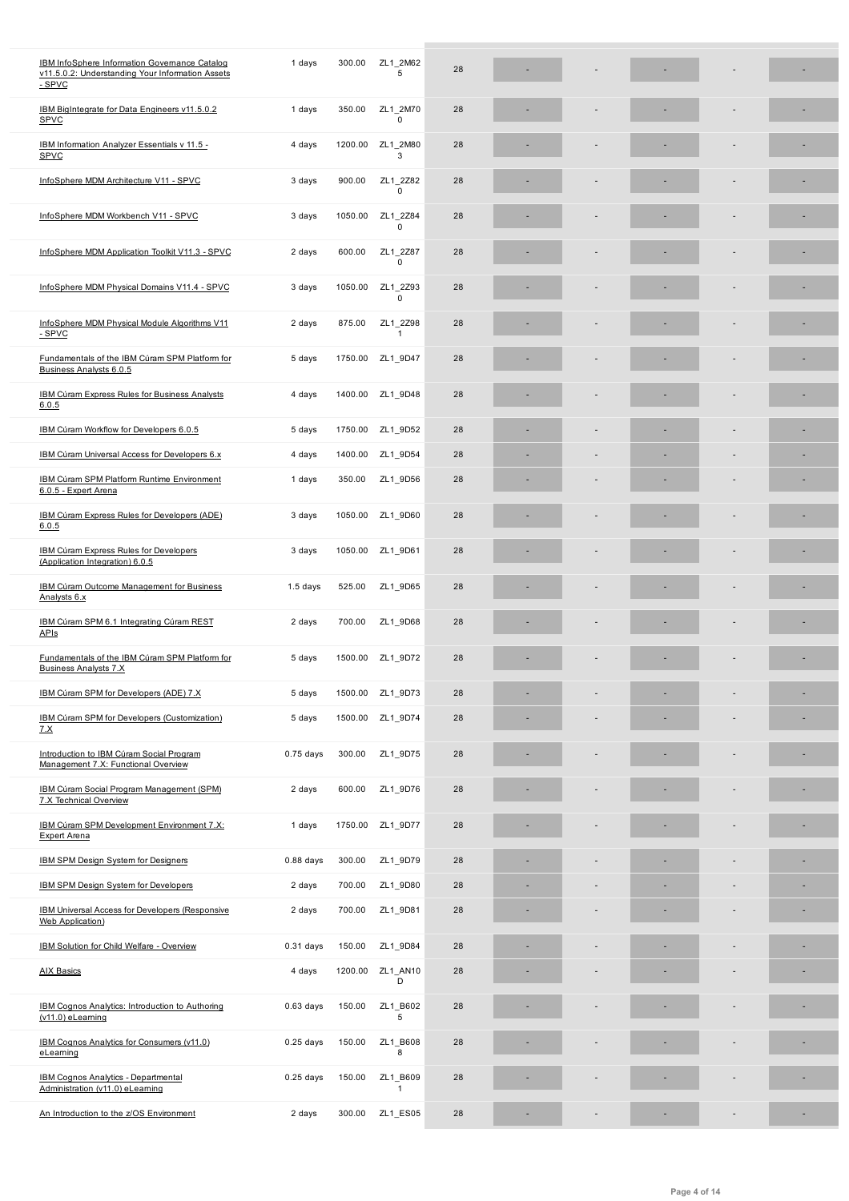| | | | | | | | | | |
|---|---|---|---|---|---|---|---|---|---|
| IBM InfoSphere Information Governance Catalog v11.5.0.2: Understanding Your Information Assets - SPVC | 1 days | 300.00 | ZL1_2M625 | 28 | - | - | - | - | - |
| IBM BigIntegrate for Data Engineers v11.5.0.2 SPVC | 1 days | 350.00 | ZL1_2M700 | 28 | - | - | - | - | - |
| IBM Information Analyzer Essentials v 11.5 - SPVC | 4 days | 1200.00 | ZL1_2M803 | 28 | - | - | - | - | - |
| InfoSphere MDM Architecture V11 - SPVC | 3 days | 900.00 | ZL1_2Z820 | 28 | - | - | - | - | - |
| InfoSphere MDM Workbench V11 - SPVC | 3 days | 1050.00 | ZL1_2Z840 | 28 | - | - | - | - | - |
| InfoSphere MDM Application Toolkit V11.3 - SPVC | 2 days | 600.00 | ZL1_2Z870 | 28 | - | - | - | - | - |
| InfoSphere MDM Physical Domains V11.4 - SPVC | 3 days | 1050.00 | ZL1_2Z930 | 28 | - | - | - | - | - |
| InfoSphere MDM Physical Module Algorithms V11 - SPVC | 2 days | 875.00 | ZL1_2Z981 | 28 | - | - | - | - | - |
| Fundamentals of the IBM Cúram SPM Platform for Business Analysts 6.0.5 | 5 days | 1750.00 | ZL1_9D47 | 28 | - | - | - | - | - |
| IBM Cúram Express Rules for Business Analysts 6.0.5 | 4 days | 1400.00 | ZL1_9D48 | 28 | - | - | - | - | - |
| IBM Cúram Workflow for Developers 6.0.5 | 5 days | 1750.00 | ZL1_9D52 | 28 | - | - | - | - | - |
| IBM Cúram Universal Access for Developers 6.x | 4 days | 1400.00 | ZL1_9D54 | 28 | - | - | - | - | - |
| IBM Cúram SPM Platform Runtime Environment 6.0.5 - Expert Arena | 1 days | 350.00 | ZL1_9D56 | 28 | - | - | - | - | - |
| IBM Cúram Express Rules for Developers (ADE) 6.0.5 | 3 days | 1050.00 | ZL1_9D60 | 28 | - | - | - | - | - |
| IBM Cúram Express Rules for Developers (Application Integration) 6.0.5 | 3 days | 1050.00 | ZL1_9D61 | 28 | - | - | - | - | - |
| IBM Cúram Outcome Management for Business Analysts 6.x | 1.5 days | 525.00 | ZL1_9D65 | 28 | - | - | - | - | - |
| IBM Cúram SPM 6.1 Integrating Cúram REST APIs | 2 days | 700.00 | ZL1_9D68 | 28 | - | - | - | - | - |
| Fundamentals of the IBM Cúram SPM Platform for Business Analysts 7.X | 5 days | 1500.00 | ZL1_9D72 | 28 | - | - | - | - | - |
| IBM Cúram SPM for Developers (ADE) 7.X | 5 days | 1500.00 | ZL1_9D73 | 28 | - | - | - | - | - |
| IBM Cúram SPM for Developers (Customization) 7.X | 5 days | 1500.00 | ZL1_9D74 | 28 | - | - | - | - | - |
| Introduction to IBM Cúram Social Program Management 7.X: Functional Overview | 0.75 days | 300.00 | ZL1_9D75 | 28 | - | - | - | - | - |
| IBM Cúram Social Program Management (SPM) 7.X Technical Overview | 2 days | 600.00 | ZL1_9D76 | 28 | - | - | - | - | - |
| IBM Cúram SPM Development Environment 7.X: Expert Arena | 1 days | 1750.00 | ZL1_9D77 | 28 | - | - | - | - | - |
| IBM SPM Design System for Designers | 0.88 days | 300.00 | ZL1_9D79 | 28 | - | - | - | - | - |
| IBM SPM Design System for Developers | 2 days | 700.00 | ZL1_9D80 | 28 | - | - | - | - | - |
| IBM Universal Access for Developers (Responsive Web Application) | 2 days | 700.00 | ZL1_9D81 | 28 | - | - | - | - | - |
| IBM Solution for Child Welfare - Overview | 0.31 days | 150.00 | ZL1_9D84 | 28 | - | - | - | - | - |
| AIX Basics | 4 days | 1200.00 | ZL1_AN10D | 28 | - | - | - | - | - |
| IBM Cognos Analytics: Introduction to Authoring (v11.0) eLearning | 0.63 days | 150.00 | ZL1_B6025 | 28 | - | - | - | - | - |
| IBM Cognos Analytics for Consumers (v11.0) eLearning | 0.25 days | 150.00 | ZL1_B6088 | 28 | - | - | - | - | - |
| IBM Cognos Analytics - Departmental Administration (v11.0) eLearning | 0.25 days | 150.00 | ZL1_B6091 | 28 | - | - | - | - | - |
| An Introduction to the z/OS Environment | 2 days | 300.00 | ZL1_ES05 | 28 | - | - | - | - | - |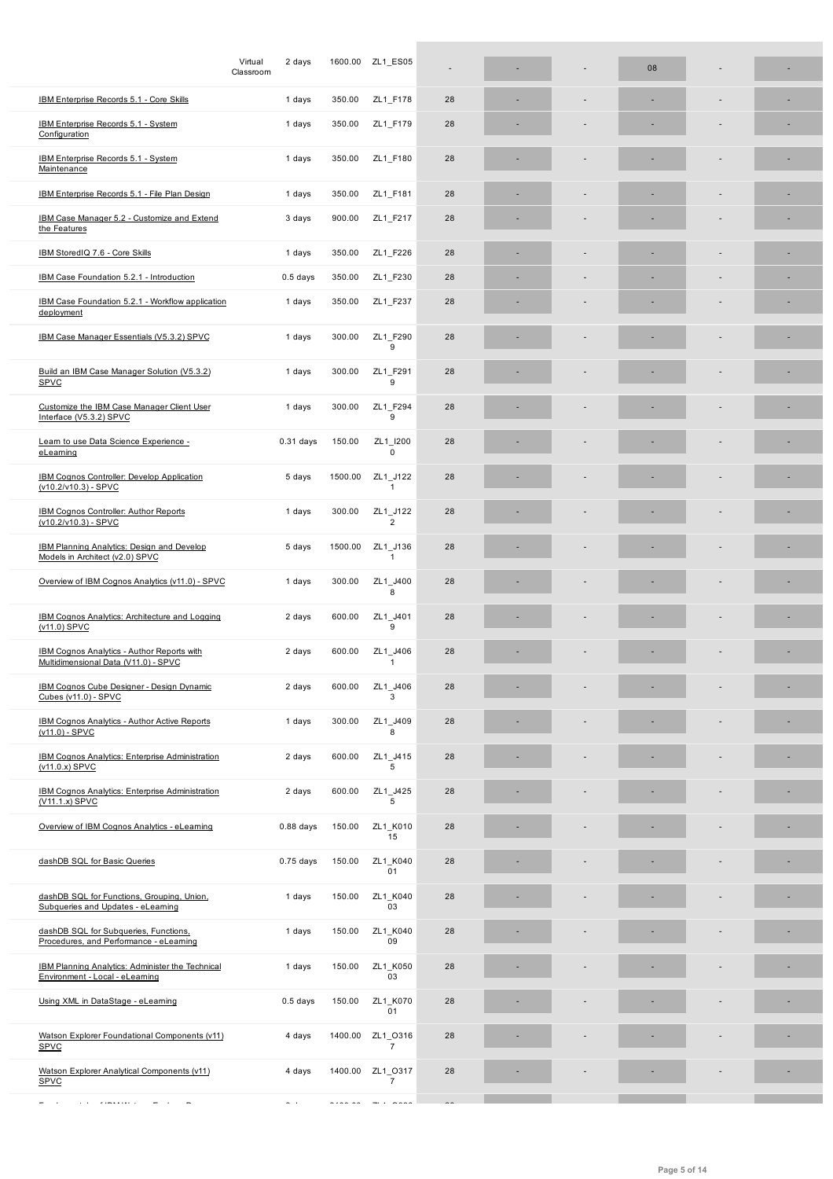| Course | Delivery | Duration | Price | Code | | | | | | | |
|---|---|---|---|---|---|---|---|---|---|---|---|
| | Virtual Classroom | 2 days | 1600.00 | ZL1_ES05 | - | - | - | 08 | - | - |
| IBM Enterprise Records 5.1 - Core Skills | | 1 days | 350.00 | ZL1_F178 | 28 | - | - | - | - | - |
| IBM Enterprise Records 5.1 - System Configuration | | 1 days | 350.00 | ZL1_F179 | 28 | - | - | - | - | - |
| IBM Enterprise Records 5.1 - System Maintenance | | 1 days | 350.00 | ZL1_F180 | 28 | - | - | - | - | - |
| IBM Enterprise Records 5.1 - File Plan Design | | 1 days | 350.00 | ZL1_F181 | 28 | - | - | - | - | - |
| IBM Case Manager 5.2 - Customize and Extend the Features | | 3 days | 900.00 | ZL1_F217 | 28 | - | - | - | - | - |
| IBM StoredIQ 7.6 - Core Skills | | 1 days | 350.00 | ZL1_F226 | 28 | - | - | - | - | - |
| IBM Case Foundation 5.2.1 - Introduction | | 0.5 days | 350.00 | ZL1_F230 | 28 | - | - | - | - | - |
| IBM Case Foundation 5.2.1 - Workflow application deployment | | 1 days | 350.00 | ZL1_F237 | 28 | - | - | - | - | - |
| IBM Case Manager Essentials (V5.3.2) SPVC | | 1 days | 300.00 | ZL1_F2909 | 28 | - | - | - | - | - |
| Build an IBM Case Manager Solution (V5.3.2) SPVC | | 1 days | 300.00 | ZL1_F2919 | 28 | - | - | - | - | - |
| Customize the IBM Case Manager Client User Interface (V5.3.2) SPVC | | 1 days | 300.00 | ZL1_F2949 | 28 | - | - | - | - | - |
| Learn to use Data Science Experience - eLearning | | 0.31 days | 150.00 | ZL1_I2000 | 28 | - | - | - | - | - |
| IBM Cognos Controller: Develop Application (v10.2/v10.3) - SPVC | | 5 days | 1500.00 | ZL1_J1221 | 28 | - | - | - | - | - |
| IBM Cognos Controller: Author Reports (v10.2/v10.3) - SPVC | | 1 days | 300.00 | ZL1_J1222 | 28 | - | - | - | - | - |
| IBM Planning Analytics: Design and Develop Models in Architect (v2.0) SPVC | | 5 days | 1500.00 | ZL1_J1361 | 28 | - | - | - | - | - |
| Overview of IBM Cognos Analytics (v11.0) - SPVC | | 1 days | 300.00 | ZL1_J4008 | 28 | - | - | - | - | - |
| IBM Cognos Analytics: Architecture and Logging (v11.0) SPVC | | 2 days | 600.00 | ZL1_J4019 | 28 | - | - | - | - | - |
| IBM Cognos Analytics - Author Reports with Multidimensional Data (V11.0) - SPVC | | 2 days | 600.00 | ZL1_J4061 | 28 | - | - | - | - | - |
| IBM Cognos Cube Designer - Design Dynamic Cubes (v11.0) - SPVC | | 2 days | 600.00 | ZL1_J4063 | 28 | - | - | - | - | - |
| IBM Cognos Analytics - Author Active Reports (v11.0) - SPVC | | 1 days | 300.00 | ZL1_J4098 | 28 | - | - | - | - | - |
| IBM Cognos Analytics: Enterprise Administration (v11.0.x) SPVC | | 2 days | 600.00 | ZL1_J4155 | 28 | - | - | - | - | - |
| IBM Cognos Analytics: Enterprise Administration (V11.1.x) SPVC | | 2 days | 600.00 | ZL1_J4255 | 28 | - | - | - | - | - |
| Overview of IBM Cognos Analytics - eLearning | | 0.88 days | 150.00 | ZL1_K01015 | 28 | - | - | - | - | - |
| dashDB SQL for Basic Queries | | 0.75 days | 150.00 | ZL1_K04001 | 28 | - | - | - | - | - |
| dashDB SQL for Functions, Grouping, Union, Subqueries and Updates - eLearning | | 1 days | 150.00 | ZL1_K04003 | 28 | - | - | - | - | - |
| dashDB SQL for Subqueries, Functions, Procedures, and Performance - eLearning | | 1 days | 150.00 | ZL1_K04009 | 28 | - | - | - | - | - |
| IBM Planning Analytics: Administer the Technical Environment - Local - eLearning | | 1 days | 150.00 | ZL1_K05003 | 28 | - | - | - | - | - |
| Using XML in DataStage - eLearning | | 0.5 days | 150.00 | ZL1_K07001 | 28 | - | - | - | - | - |
| Watson Explorer Foundational Components (v11) SPVC | | 4 days | 1400.00 | ZL1_O3167 | 28 | - | - | - | - | - |
| Watson Explorer Analytical Components (v11) SPVC | | 4 days | 1400.00 | ZL1_O3177 | 28 | - | - | - | - | - |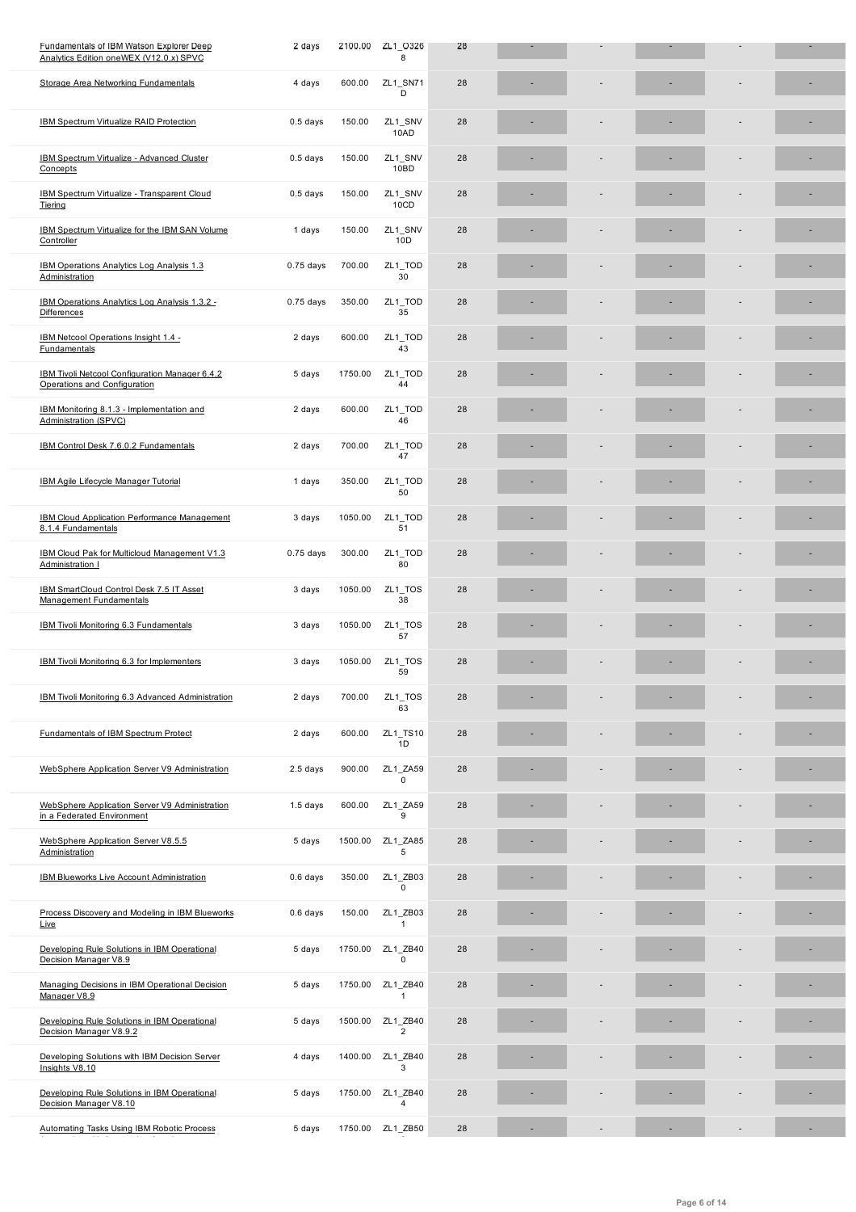| | | | | | | | | | | |
|---|---|---|---|---|---|---|---|---|---|---|
| Fundamentals of IBM Watson Explorer Deep Analytics Edition oneWEX (V12.0.x) SPVC | 2 days | 2100.00 | ZL1_O3268 | 28 | - | - | - | - | - |
| Storage Area Networking Fundamentals | 4 days | 600.00 | ZL1_SN71D | 28 | - | - | - | - | - |
| IBM Spectrum Virtualize RAID Protection | 0.5 days | 150.00 | ZL1_SNV10AD | 28 | - | - | - | - | - |
| IBM Spectrum Virtualize - Advanced Cluster Concepts | 0.5 days | 150.00 | ZL1_SNV10BD | 28 | - | - | - | - | - |
| IBM Spectrum Virtualize - Transparent Cloud Tiering | 0.5 days | 150.00 | ZL1_SNV10CD | 28 | - | - | - | - | - |
| IBM Spectrum Virtualize for the IBM SAN Volume Controller | 1 days | 150.00 | ZL1_SNV10D | 28 | - | - | - | - | - |
| IBM Operations Analytics Log Analysis 1.3 Administration | 0.75 days | 700.00 | ZL1_TOD30 | 28 | - | - | - | - | - |
| IBM Operations Analytics Log Analysis 1.3.2 - Differences | 0.75 days | 350.00 | ZL1_TOD35 | 28 | - | - | - | - | - |
| IBM Netcool Operations Insight 1.4 - Fundamentals | 2 days | 600.00 | ZL1_TOD43 | 28 | - | - | - | - | - |
| IBM Tivoli Netcool Configuration Manager 6.4.2 Operations and Configuration | 5 days | 1750.00 | ZL1_TOD44 | 28 | - | - | - | - | - |
| IBM Monitoring 8.1.3 - Implementation and Administration (SPVC) | 2 days | 600.00 | ZL1_TOD46 | 28 | - | - | - | - | - |
| IBM Control Desk 7.6.0.2 Fundamentals | 2 days | 700.00 | ZL1_TOD47 | 28 | - | - | - | - | - |
| IBM Agile Lifecycle Manager Tutorial | 1 days | 350.00 | ZL1_TOD50 | 28 | - | - | - | - | - |
| IBM Cloud Application Performance Management 8.1.4 Fundamentals | 3 days | 1050.00 | ZL1_TOD51 | 28 | - | - | - | - | - |
| IBM Cloud Pak for Multicloud Management V1.3 Administration I | 0.75 days | 300.00 | ZL1_TOD80 | 28 | - | - | - | - | - |
| IBM SmartCloud Control Desk 7.5 IT Asset Management Fundamentals | 3 days | 1050.00 | ZL1_TOS38 | 28 | - | - | - | - | - |
| IBM Tivoli Monitoring 6.3 Fundamentals | 3 days | 1050.00 | ZL1_TOS57 | 28 | - | - | - | - | - |
| IBM Tivoli Monitoring 6.3 for Implementers | 3 days | 1050.00 | ZL1_TOS59 | 28 | - | - | - | - | - |
| IBM Tivoli Monitoring 6.3 Advanced Administration | 2 days | 700.00 | ZL1_TOS63 | 28 | - | - | - | - | - |
| Fundamentals of IBM Spectrum Protect | 2 days | 600.00 | ZL1_TS101D | 28 | - | - | - | - | - |
| WebSphere Application Server V9 Administration | 2.5 days | 900.00 | ZL1_ZA590 | 28 | - | - | - | - | - |
| WebSphere Application Server V9 Administration in a Federated Environment | 1.5 days | 600.00 | ZL1_ZA599 | 28 | - | - | - | - | - |
| WebSphere Application Server V8.5.5 Administration | 5 days | 1500.00 | ZL1_ZA855 | 28 | - | - | - | - | - |
| IBM Blueworks Live Account Administration | 0.6 days | 350.00 | ZL1_ZB030 | 28 | - | - | - | - | - |
| Process Discovery and Modeling in IBM Blueworks Live | 0.6 days | 150.00 | ZL1_ZB031 | 28 | - | - | - | - | - |
| Developing Rule Solutions in IBM Operational Decision Manager V8.9 | 5 days | 1750.00 | ZL1_ZB400 | 28 | - | - | - | - | - |
| Managing Decisions in IBM Operational Decision Manager V8.9 | 5 days | 1750.00 | ZL1_ZB401 | 28 | - | - | - | - | - |
| Developing Rule Solutions in IBM Operational Decision Manager V8.9.2 | 5 days | 1500.00 | ZL1_ZB402 | 28 | - | - | - | - | - |
| Developing Solutions with IBM Decision Server Insights V8.10 | 4 days | 1400.00 | ZL1_ZB403 | 28 | - | - | - | - | - |
| Developing Rule Solutions in IBM Operational Decision Manager V8.10 | 5 days | 1750.00 | ZL1_ZB404 | 28 | - | - | - | - | - |
| Automating Tasks Using IBM Robotic Process | 5 days | 1750.00 | ZL1_ZB50 | 28 | - | - | - | - | - |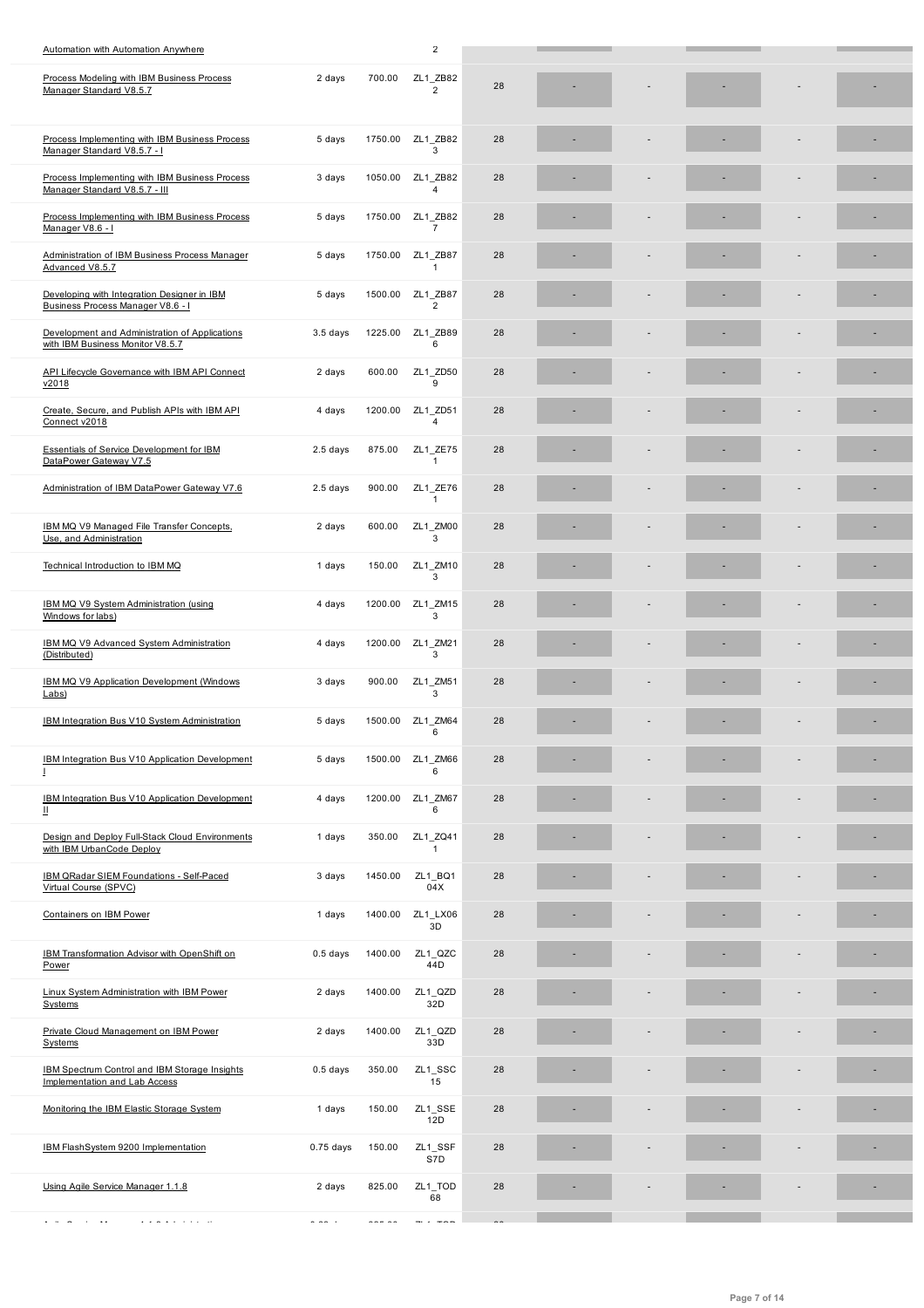| | | | | | | | | | |
|---|---|---|---|---|---|---|---|---|---|
| Automation with Automation Anywhere | | | 2 | | | | | | |
| Process Modeling with IBM Business Process Manager Standard V8.5.7 | 2 days | 700.00 | ZL1_ZB822 | 28 | - | - | - | - | - |
| Process Implementing with IBM Business Process Manager Standard V8.5.7 - I | 5 days | 1750.00 | ZL1_ZB823 | 28 | - | - | - | - | - |
| Process Implementing with IBM Business Process Manager Standard V8.5.7 - III | 3 days | 1050.00 | ZL1_ZB824 | 28 | - | - | - | - | - |
| Process Implementing with IBM Business Process Manager V8.6 - I | 5 days | 1750.00 | ZL1_ZB827 | 28 | - | - | - | - | - |
| Administration of IBM Business Process Manager Advanced V8.5.7 | 5 days | 1750.00 | ZL1_ZB871 | 28 | - | - | - | - | - |
| Developing with Integration Designer in IBM Business Process Manager V8.6 - I | 5 days | 1500.00 | ZL1_ZB872 | 28 | - | - | - | - | - |
| Development and Administration of Applications with IBM Business Monitor V8.5.7 | 3.5 days | 1225.00 | ZL1_ZB896 | 28 | - | - | - | - | - |
| API Lifecycle Governance with IBM API Connect v2018 | 2 days | 600.00 | ZL1_ZD509 | 28 | - | - | - | - | - |
| Create, Secure, and Publish APIs with IBM API Connect v2018 | 4 days | 1200.00 | ZL1_ZD514 | 28 | - | - | - | - | - |
| Essentials of Service Development for IBM DataPower Gateway V7.5 | 2.5 days | 875.00 | ZL1_ZE751 | 28 | - | - | - | - | - |
| Administration of IBM DataPower Gateway V7.6 | 2.5 days | 900.00 | ZL1_ZE761 | 28 | - | - | - | - | - |
| IBM MQ V9 Managed File Transfer Concepts, Use, and Administration | 2 days | 600.00 | ZL1_ZM003 | 28 | - | - | - | - | - |
| Technical Introduction to IBM MQ | 1 days | 150.00 | ZL1_ZM103 | 28 | - | - | - | - | - |
| IBM MQ V9 System Administration (using Windows for labs) | 4 days | 1200.00 | ZL1_ZM153 | 28 | - | - | - | - | - |
| IBM MQ V9 Advanced System Administration (Distributed) | 4 days | 1200.00 | ZL1_ZM213 | 28 | - | - | - | - | - |
| IBM MQ V9 Application Development (Windows Labs) | 3 days | 900.00 | ZL1_ZM513 | 28 | - | - | - | - | - |
| IBM Integration Bus V10 System Administration | 5 days | 1500.00 | ZL1_ZM646 | 28 | - | - | - | - | - |
| IBM Integration Bus V10 Application Development I | 5 days | 1500.00 | ZL1_ZM666 | 28 | - | - | - | - | - |
| IBM Integration Bus V10 Application Development II | 4 days | 1200.00 | ZL1_ZM676 | 28 | - | - | - | - | - |
| Design and Deploy Full-Stack Cloud Environments with IBM UrbanCode Deploy | 1 days | 350.00 | ZL1_ZQ411 | 28 | - | - | - | - | - |
| IBM QRadar SIEM Foundations - Self-Paced Virtual Course (SPVC) | 3 days | 1450.00 | ZL1_BQ104X | 28 | - | - | - | - | - |
| Containers on IBM Power | 1 days | 1400.00 | ZL1_LX063D | 28 | - | - | - | - | - |
| IBM Transformation Advisor with OpenShift on Power | 0.5 days | 1400.00 | ZL1_QZC44D | 28 | - | - | - | - | - |
| Linux System Administration with IBM Power Systems | 2 days | 1400.00 | ZL1_QZD32D | 28 | - | - | - | - | - |
| Private Cloud Management on IBM Power Systems | 2 days | 1400.00 | ZL1_QZD33D | 28 | - | - | - | - | - |
| IBM Spectrum Control and IBM Storage Insights Implementation and Lab Access | 0.5 days | 350.00 | ZL1_SSC15 | 28 | - | - | - | - | - |
| Monitoring the IBM Elastic Storage System | 1 days | 150.00 | ZL1_SSE12D | 28 | - | - | - | - | - |
| IBM FlashSystem 9200 Implementation | 0.75 days | 150.00 | ZL1_SSFS7D | 28 | - | - | - | - | - |
| Using Agile Service Manager 1.1.8 | 2 days | 825.00 | ZL1_TOD68 | 28 | - | - | - | - | - |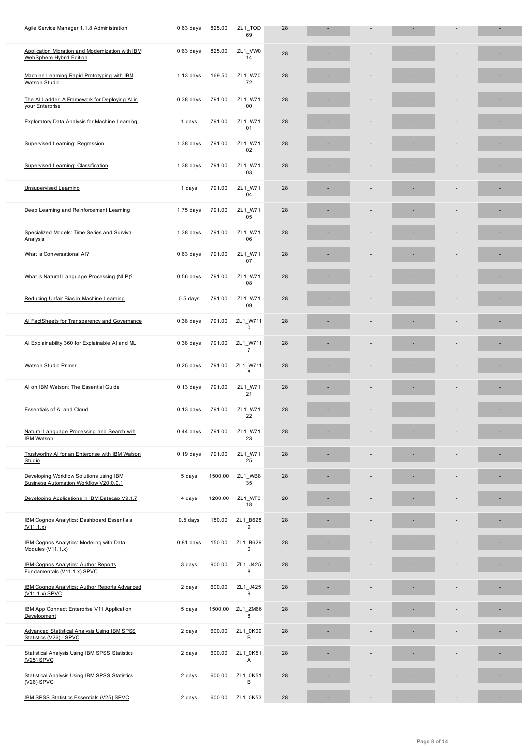| | | | | | | | | | |
|---|---|---|---|---|---|---|---|---|---|
| Agile Service Manager 1.1.8 Administration | 0.63 days | 825.00 | ZL1_TOD69 | 28 | - | - | - | - | - |
| Application Migration and Modernization with IBM WebSphere Hybrid Edition | 0.63 days | 825.00 | ZL1_VW014 | 28 | - | - | - | - | - |
| Machine Learning Rapid Prototyping with IBM Watson Studio | 1.13 days | 169.50 | ZL1_W7072 | 28 | - | - | - | - | - |
| The AI Ladder: A Framework for Deploying AI in your Enterprise | 0.38 days | 791.00 | ZL1_W7100 | 28 | - | - | - | - | - |
| Exploratory Data Analysis for Machine Learning | 1 days | 791.00 | ZL1_W7101 | 28 | - | - | - | - | - |
| Supervised Learning: Regression | 1.38 days | 791.00 | ZL1_W7102 | 28 | - | - | - | - | - |
| Supervised Learning: Classification | 1.38 days | 791.00 | ZL1_W7103 | 28 | - | - | - | - | - |
| Unsupervised Learning | 1 days | 791.00 | ZL1_W7104 | 28 | - | - | - | - | - |
| Deep Learning and Reinforcement Learning | 1.75 days | 791.00 | ZL1_W7105 | 28 | - | - | - | - | - |
| Specialized Models: Time Series and Survival Analysis | 1.38 days | 791.00 | ZL1_W7106 | 28 | - | - | - | - | - |
| What is Conversational AI? | 0.63 days | 791.00 | ZL1_W7107 | 28 | - | - | - | - | - |
| What is Natural Language Processing (NLP)? | 0.56 days | 791.00 | ZL1_W7108 | 28 | - | - | - | - | - |
| Reducing Unfair Bias in Machine Learning | 0.5 days | 791.00 | ZL1_W7109 | 28 | - | - | - | - | - |
| AI FactSheets for Transparency and Governance | 0.38 days | 791.00 | ZL1_W7110 | 28 | - | - | - | - | - |
| AI Explainability 360 for Explainable AI and ML | 0.38 days | 791.00 | ZL1_W7117 | 28 | - | - | - | - | - |
| Watson Studio Primer | 0.25 days | 791.00 | ZL1_W7118 | 28 | - | - | - | - | - |
| AI on IBM Watson: The Essential Guide | 0.13 days | 791.00 | ZL1_W7121 | 28 | - | - | - | - | - |
| Essentials of AI and Cloud | 0.13 days | 791.00 | ZL1_W7122 | 28 | - | - | - | - | - |
| Natural Language Processing and Search with IBM Watson | 0.44 days | 791.00 | ZL1_W7123 | 28 | - | - | - | - | - |
| Trustworthy AI for an Enterprise with IBM Watson Studio | 0.19 days | 791.00 | ZL1_W7125 | 28 | - | - | - | - | - |
| Developing Workflow Solutions using IBM Business Automation Workflow V20.0.0.1 | 5 days | 1500.00 | ZL1_WB835 | 28 | - | - | - | - | - |
| Developing Applications in IBM Datacap V9.1.7 | 4 days | 1200.00 | ZL1_WF318 | 28 | - | - | - | - | - |
| IBM Cognos Analytics: Dashboard Essentials (V11.1.x) | 0.5 days | 150.00 | ZL1_B6289 | 28 | - | - | - | - | - |
| IBM Cognos Analytics: Modeling with Data Modules (V11.1.x) | 0.81 days | 150.00 | ZL1_B6290 | 28 | - | - | - | - | - |
| IBM Cognos Analytics: Author Reports Fundamentals (V11.1.x) SPVC | 3 days | 900.00 | ZL1_J4258 | 28 | - | - | - | - | - |
| IBM Cognos Analytics: Author Reports Advanced (V11.1.x) SPVC | 2 days | 600.00 | ZL1_J4259 | 28 | - | - | - | - | - |
| IBM App Connect Enterprise V11 Application Development | 5 days | 1500.00 | ZL1_ZM668 | 28 | - | - | - | - | - |
| Advanced Statistical Analysis Using IBM SPSS Statistics (V26) - SPVC | 2 days | 600.00 | ZL1_0K09B | 28 | - | - | - | - | - |
| Statistical Analysis Using IBM SPSS Statistics (V25) SPVC | 2 days | 600.00 | ZL1_0K51A | 28 | - | - | - | - | - |
| Statistical Analysis Using IBM SPSS Statistics (V26) SPVC | 2 days | 600.00 | ZL1_0K51B | 28 | - | - | - | - | - |
| IBM SPSS Statistics Essentials (V25) SPVC | 2 days | 600.00 | ZL1_0K53 | 28 | - | - | - | - | - |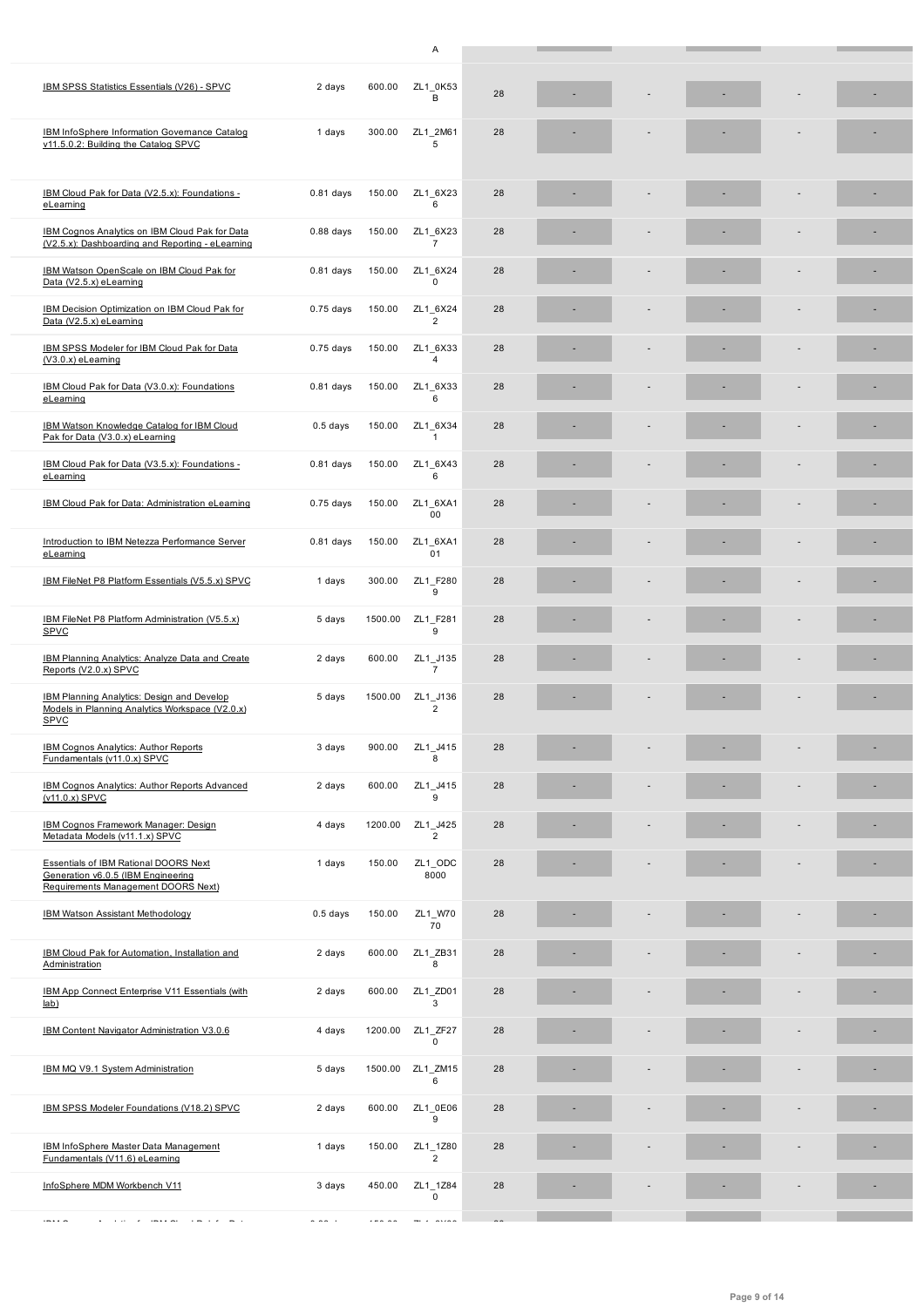| Course | Duration | Price | Code | | | | | | | |
|---|---|---|---|---|---|---|---|---|---|---|
| IBM SPSS Statistics Essentials (V26) - SPVC | 2 days | 600.00 | ZL1_0K53B | 28 | - | - | - | - | - |
| IBM InfoSphere Information Governance Catalog v11.5.0.2: Building the Catalog SPVC | 1 days | 300.00 | ZL1_2M615 | 28 | - | - | - | - | - |
| IBM Cloud Pak for Data (V2.5.x): Foundations - eLearning | 0.81 days | 150.00 | ZL1_6X236 | 28 | - | - | - | - | - |
| IBM Cognos Analytics on IBM Cloud Pak for Data (V2.5.x): Dashboarding and Reporting - eLearning | 0.88 days | 150.00 | ZL1_6X237 | 28 | - | - | - | - | - |
| IBM Watson OpenScale on IBM Cloud Pak for Data (V2.5.x) eLearning | 0.81 days | 150.00 | ZL1_6X240 | 28 | - | - | - | - | - |
| IBM Decision Optimization on IBM Cloud Pak for Data (V2.5.x) eLearning | 0.75 days | 150.00 | ZL1_6X242 | 28 | - | - | - | - | - |
| IBM SPSS Modeler for IBM Cloud Pak for Data (V3.0.x) eLearning | 0.75 days | 150.00 | ZL1_6X334 | 28 | - | - | - | - | - |
| IBM Cloud Pak for Data (V3.0.x): Foundations eLearning | 0.81 days | 150.00 | ZL1_6X336 | 28 | - | - | - | - | - |
| IBM Watson Knowledge Catalog for IBM Cloud Pak for Data (V3.0.x) eLearning | 0.5 days | 150.00 | ZL1_6X341 | 28 | - | - | - | - | - |
| IBM Cloud Pak for Data (V3.5.x): Foundations - eLearning | 0.81 days | 150.00 | ZL1_6X436 | 28 | - | - | - | - | - |
| IBM Cloud Pak for Data: Administration eLearning | 0.75 days | 150.00 | ZL1_6XA100 | 28 | - | - | - | - | - |
| Introduction to IBM Netezza Performance Server eLearning | 0.81 days | 150.00 | ZL1_6XA101 | 28 | - | - | - | - | - |
| IBM FileNet P8 Platform Essentials (V5.5.x) SPVC | 1 days | 300.00 | ZL1_F2809 | 28 | - | - | - | - | - |
| IBM FileNet P8 Platform Administration (V5.5.x) SPVC | 5 days | 1500.00 | ZL1_F2819 | 28 | - | - | - | - | - |
| IBM Planning Analytics: Analyze Data and Create Reports (V2.0.x) SPVC | 2 days | 600.00 | ZL1_J1357 | 28 | - | - | - | - | - |
| IBM Planning Analytics: Design and Develop Models in Planning Analytics Workspace (V2.0.x) SPVC | 5 days | 1500.00 | ZL1_J1362 | 28 | - | - | - | - | - |
| IBM Cognos Analytics: Author Reports Fundamentals (v11.0.x) SPVC | 3 days | 900.00 | ZL1_J4158 | 28 | - | - | - | - | - |
| IBM Cognos Analytics: Author Reports Advanced (v11.0.x) SPVC | 2 days | 600.00 | ZL1_J4159 | 28 | - | - | - | - | - |
| IBM Cognos Framework Manager: Design Metadata Models (v11.1.x) SPVC | 4 days | 1200.00 | ZL1_J4252 | 28 | - | - | - | - | - |
| Essentials of IBM Rational DOORS Next Generation v6.0.5 (IBM Engineering Requirements Management DOORS Next) | 1 days | 150.00 | ZL1_ODC8000 | 28 | - | - | - | - | - |
| IBM Watson Assistant Methodology | 0.5 days | 150.00 | ZL1_W7070 | 28 | - | - | - | - | - |
| IBM Cloud Pak for Automation, Installation and Administration | 2 days | 600.00 | ZL1_ZB318 | 28 | - | - | - | - | - |
| IBM App Connect Enterprise V11 Essentials (with lab) | 2 days | 600.00 | ZL1_ZD013 | 28 | - | - | - | - | - |
| IBM Content Navigator Administration V3.0.6 | 4 days | 1200.00 | ZL1_ZF270 | 28 | - | - | - | - | - |
| IBM MQ V9.1 System Administration | 5 days | 1500.00 | ZL1_ZM156 | 28 | - | - | - | - | - |
| IBM SPSS Modeler Foundations (V18.2) SPVC | 2 days | 600.00 | ZL1_0E069 | 28 | - | - | - | - | - |
| IBM InfoSphere Master Data Management Fundamentals (V11.6) eLearning | 1 days | 150.00 | ZL1_1Z802 | 28 | - | - | - | - | - |
| InfoSphere MDM Workbench V11 | 3 days | 450.00 | ZL1_1Z840 | 28 | - | - | - | - | - |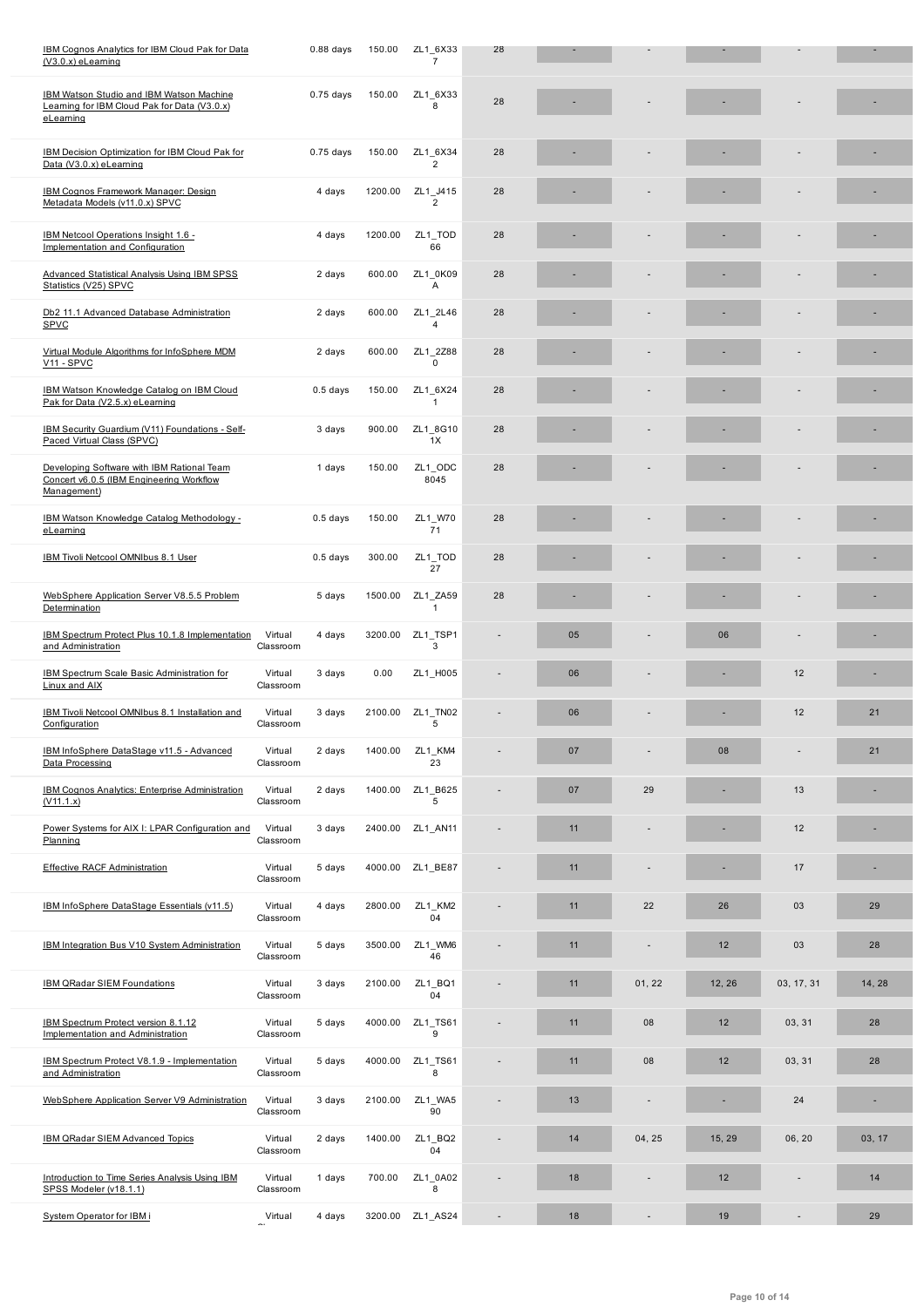| | | | | | | | | | | |
|---|---|---|---|---|---|---|---|---|---|---|
| IBM Cognos Analytics for IBM Cloud Pak for Data (V3.0.x) eLearning | | 0.88 days | 150.00 | ZL1_6X337 | 28 | - | - | - | - | - |
| IBM Watson Studio and IBM Watson Machine Learning for IBM Cloud Pak for Data (V3.0.x) eLearning | | 0.75 days | 150.00 | ZL1_6X338 | 28 | - | - | - | - | - |
| IBM Decision Optimization for IBM Cloud Pak for Data (V3.0.x) eLearning | | 0.75 days | 150.00 | ZL1_6X342 | 28 | - | - | - | - | - |
| IBM Cognos Framework Manager: Design Metadata Models (v11.0.x) SPVC | | 4 days | 1200.00 | ZL1_J4152 | 28 | - | - | - | - | - |
| IBM Netcool Operations Insight 1.6 - Implementation and Configuration | | 4 days | 1200.00 | ZL1_TOD66 | 28 | - | - | - | - | - |
| Advanced Statistical Analysis Using IBM SPSS Statistics (V25) SPVC | | 2 days | 600.00 | ZL1_0K09A | 28 | - | - | - | - | - |
| Db2 11.1 Advanced Database Administration SPVC | | 2 days | 600.00 | ZL1_2L464 | 28 | - | - | - | - | - |
| Virtual Module Algorithms for InfoSphere MDM V11 - SPVC | | 2 days | 600.00 | ZL1_2Z880 | 28 | - | - | - | - | - |
| IBM Watson Knowledge Catalog on IBM Cloud Pak for Data (V2.5.x) eLearning | | 0.5 days | 150.00 | ZL1_6X241 | 28 | - | - | - | - | - |
| IBM Security Guardium (V11) Foundations - Self-Paced Virtual Class (SPVC) | | 3 days | 900.00 | ZL1_8G101X | 28 | - | - | - | - | - |
| Developing Software with IBM Rational Team Concert v6.0.5 (IBM Engineering Workflow Management) | | 1 days | 150.00 | ZL1_ODC8045 | 28 | - | - | - | - | - |
| IBM Watson Knowledge Catalog Methodology - eLearning | | 0.5 days | 150.00 | ZL1_W7071 | 28 | - | - | - | - | - |
| IBM Tivoli Netcool OMNIbus 8.1 User | | 0.5 days | 300.00 | ZL1_TOD27 | 28 | - | - | - | - | - |
| WebSphere Application Server V8.5.5 Problem Determination | | 5 days | 1500.00 | ZL1_ZA591 | 28 | - | - | - | - | - |
| IBM Spectrum Protect Plus 10.1.8 Implementation and Administration | Virtual Classroom | 4 days | 3200.00 | ZL1_TSP13 | - | 05 | - | 06 | - | - |
| IBM Spectrum Scale Basic Administration for Linux and AIX | Virtual Classroom | 3 days | 0.00 | ZL1_H005 | - | 06 | - | - | 12 | - |
| IBM Tivoli Netcool OMNIbus 8.1 Installation and Configuration | Virtual Classroom | 3 days | 2100.00 | ZL1_TN025 | - | 06 | - | - | 12 | 21 |
| IBM InfoSphere DataStage v11.5 - Advanced Data Processing | Virtual Classroom | 2 days | 1400.00 | ZL1_KM423 | - | 07 | - | 08 | - | 21 |
| IBM Cognos Analytics: Enterprise Administration (V11.1.x) | Virtual Classroom | 2 days | 1400.00 | ZL1_B6255 | - | 07 | 29 | - | 13 | - |
| Power Systems for AIX I: LPAR Configuration and Planning | Virtual Classroom | 3 days | 2400.00 | ZL1_AN11 | - | 11 | - | - | 12 | - |
| Effective RACF Administration | Virtual Classroom | 5 days | 4000.00 | ZL1_BE87 | - | 11 | - | - | 17 | - |
| IBM InfoSphere DataStage Essentials (v11.5) | Virtual Classroom | 4 days | 2800.00 | ZL1_KM204 | - | 11 | 22 | 26 | 03 | 29 |
| IBM Integration Bus V10 System Administration | Virtual Classroom | 5 days | 3500.00 | ZL1_WM646 | - | 11 | - | 12 | 03 | 28 |
| IBM QRadar SIEM Foundations | Virtual Classroom | 3 days | 2100.00 | ZL1_BQ104 | - | 11 | 01, 22 | 12, 26 | 03, 17, 31 | 14, 28 |
| IBM Spectrum Protect version 8.1.12 Implementation and Administration | Virtual Classroom | 5 days | 4000.00 | ZL1_TS619 | - | 11 | 08 | 12 | 03, 31 | 28 |
| IBM Spectrum Protect V8.1.9 - Implementation and Administration | Virtual Classroom | 5 days | 4000.00 | ZL1_TS618 | - | 11 | 08 | 12 | 03, 31 | 28 |
| WebSphere Application Server V9 Administration | Virtual Classroom | 3 days | 2100.00 | ZL1_WA590 | - | 13 | - | - | 24 | - |
| IBM QRadar SIEM Advanced Topics | Virtual Classroom | 2 days | 1400.00 | ZL1_BQ204 | - | 14 | 04, 25 | 15, 29 | 06, 20 | 03, 17 |
| Introduction to Time Series Analysis Using IBM SPSS Modeler (v18.1.1) | Virtual Classroom | 1 days | 700.00 | ZL1_0A028 | - | 18 | - | 12 | - | 14 |
| System Operator for IBM i | Virtual Classroom | 4 days | 3200.00 | ZL1_AS24 | - | 18 | - | 19 | - | 29 |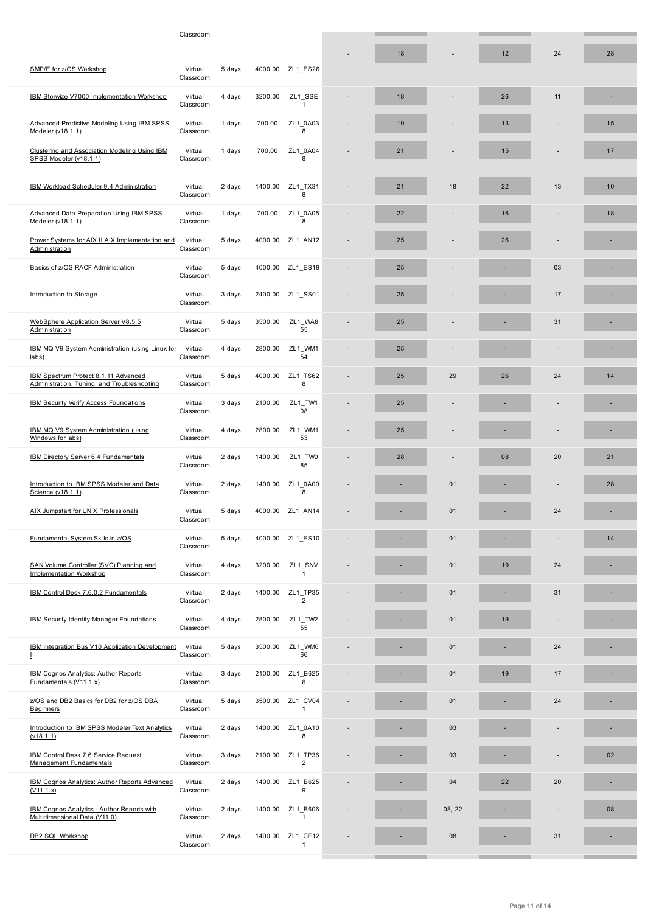| | Classroom | | | | | | | | | |
|---|---|---|---|---|---|---|---|---|---|---|
| SMP/E for z/OS Workshop | Virtual Classroom | 5 days | 4000.00 | ZL1_ES26 | - | 18 | - | 12 | 24 | 28 |
| IBM Storwize V7000 Implementation Workshop | Virtual Classroom | 4 days | 3200.00 | ZL1_SSE1 | - | 18 | - | 26 | 11 | - |
| Advanced Predictive Modeling Using IBM SPSS Modeler (v18.1.1) | Virtual Classroom | 1 days | 700.00 | ZL1_0A038 | - | 19 | - | 13 | - | 15 |
| Clustering and Association Modeling Using IBM SPSS Modeler (v18.1.1) | Virtual Classroom | 1 days | 700.00 | ZL1_0A048 | - | 21 | - | 15 | - | 17 |
| IBM Workload Scheduler 9.4 Administration | Virtual Classroom | 2 days | 1400.00 | ZL1_TX318 | - | 21 | 18 | 22 | 13 | 10 |
| Advanced Data Preparation Using IBM SPSS Modeler (v18.1.1) | Virtual Classroom | 1 days | 700.00 | ZL1_0A058 | - | 22 | - | 16 | - | 18 |
| Power Systems for AIX II AIX Implementation and Administration | Virtual Classroom | 5 days | 4000.00 | ZL1_AN12 | - | 25 | - | 26 | - | - |
| Basics of z/OS RACF Administration | Virtual Classroom | 5 days | 4000.00 | ZL1_ES19 | - | 25 | - | - | 03 | - |
| Introduction to Storage | Virtual Classroom | 3 days | 2400.00 | ZL1_SS01 | - | 25 | - | - | 17 | - |
| WebSphere Application Server V8.5.5 Administration | Virtual Classroom | 5 days | 3500.00 | ZL1_WA855 | - | 25 | - | - | 31 | - |
| IBM MQ V9 System Administration (using Linux for labs) | Virtual Classroom | 4 days | 2800.00 | ZL1_WM154 | - | 25 | - | - | - | - |
| IBM Spectrum Protect 8.1.11 Advanced Administration, Tuning, and Troubleshooting | Virtual Classroom | 5 days | 4000.00 | ZL1_TS628 | - | 25 | 29 | 26 | 24 | 14 |
| IBM Security Verify Access Foundations | Virtual Classroom | 3 days | 2100.00 | ZL1_TW108 | - | 25 | - | - | - | - |
| IBM MQ V9 System Administration (using Windows for labs) | Virtual Classroom | 4 days | 2800.00 | ZL1_WM153 | - | 25 | - | - | - | - |
| IBM Directory Server 6.4 Fundamentals | Virtual Classroom | 2 days | 1400.00 | ZL1_TW085 | - | 28 | - | 08 | 20 | 21 |
| Introduction to IBM SPSS Modeler and Data Science (v18.1.1) | Virtual Classroom | 2 days | 1400.00 | ZL1_0A008 | - | - | 01 | - | - | 28 |
| AIX Jumpstart for UNIX Professionals | Virtual Classroom | 5 days | 4000.00 | ZL1_AN14 | - | - | 01 | - | 24 | - |
| Fundamental System Skills in z/OS | Virtual Classroom | 5 days | 4000.00 | ZL1_ES10 | - | - | 01 | - | - | 14 |
| SAN Volume Controller (SVC) Planning and Implementation Workshop | Virtual Classroom | 4 days | 3200.00 | ZL1_SNV1 | - | - | 01 | 19 | 24 | - |
| IBM Control Desk 7.6.0.2 Fundamentals | Virtual Classroom | 2 days | 1400.00 | ZL1_TP352 | - | - | 01 | - | 31 | - |
| IBM Security Identity Manager Foundations | Virtual Classroom | 4 days | 2800.00 | ZL1_TW255 | - | - | 01 | 19 | - | - |
| IBM Integration Bus V10 Application Development I | Virtual Classroom | 5 days | 3500.00 | ZL1_WM666 | - | - | 01 | - | 24 | - |
| IBM Cognos Analytics: Author Reports Fundamentals (V11.1.x) | Virtual Classroom | 3 days | 2100.00 | ZL1_B6258 | - | - | 01 | 19 | 17 | - |
| z/OS and DB2 Basics for DB2 for z/OS DBA Beginners | Virtual Classroom | 5 days | 3500.00 | ZL1_CV041 | - | - | 01 | - | 24 | - |
| Introduction to IBM SPSS Modeler Text Analytics (v18.1.1) | Virtual Classroom | 2 days | 1400.00 | ZL1_0A108 | - | - | 03 | - | - | - |
| IBM Control Desk 7.6 Service Request Management Fundamentals | Virtual Classroom | 3 days | 2100.00 | ZL1_TP362 | - | - | 03 | - | - | 02 |
| IBM Cognos Analytics: Author Reports Advanced (V11.1.x) | Virtual Classroom | 2 days | 1400.00 | ZL1_B6259 | - | - | 04 | 22 | 20 | - |
| IBM Cognos Analytics - Author Reports with Multidimensional Data (V11.0) | Virtual Classroom | 2 days | 1400.00 | ZL1_B6061 | - | - | 08, 22 | - | - | 08 |
| DB2 SQL Workshop | Virtual Classroom | 2 days | 1400.00 | ZL1_CE121 | - | - | 08 | - | 31 | - |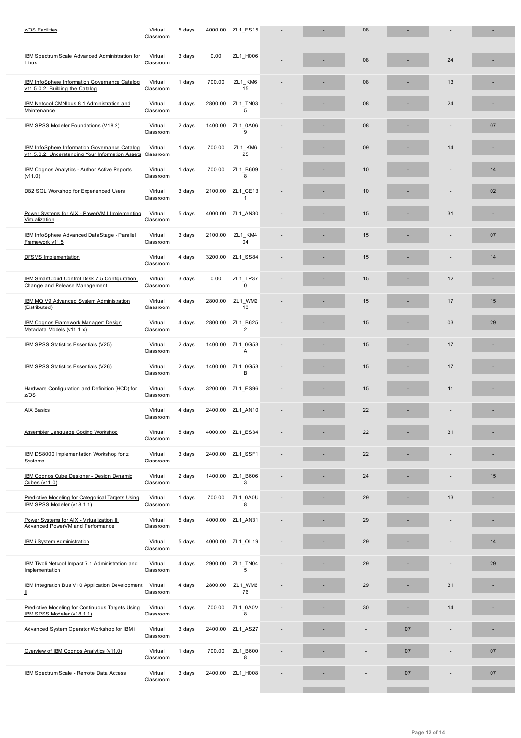| | | | | | | | | | | | |
|---|---|---|---|---|---|---|---|---|---|---|---|
| z/OS Facilities | Virtual Classroom | 5 days | 4000.00 | ZL1_ES15 | - | - | 08 | - | - | - |
| IBM Spectrum Scale Advanced Administration for Linux | Virtual Classroom | 3 days | 0.00 | ZL1_H006 | - | - | 08 | - | 24 | - |
| IBM InfoSphere Information Governance Catalog v11.5.0.2: Building the Catalog | Virtual Classroom | 1 days | 700.00 | ZL1_KM615 | - | - | 08 | - | 13 | - |
| IBM Netcool OMNIbus 8.1 Administration and Maintenance | Virtual Classroom | 4 days | 2800.00 | ZL1_TN035 | - | - | 08 | - | 24 | - |
| IBM SPSS Modeler Foundations (V18.2) | Virtual Classroom | 2 days | 1400.00 | ZL1_0A069 | - | - | 08 | - | - | 07 |
| IBM InfoSphere Information Governance Catalog v11.5.0.2: Understanding Your Information Assets | Virtual Classroom | 1 days | 700.00 | ZL1_KM625 | - | - | 09 | - | 14 | - |
| IBM Cognos Analytics - Author Active Reports (v11.0) | Virtual Classroom | 1 days | 700.00 | ZL1_B6098 | - | - | 10 | - | - | 14 |
| DB2 SQL Workshop for Experienced Users | Virtual Classroom | 3 days | 2100.00 | ZL1_CE131 | - | - | 10 | - | - | 02 |
| Power Systems for AIX - PowerVM I Implementing Virtualization | Virtual Classroom | 5 days | 4000.00 | ZL1_AN30 | - | - | 15 | - | 31 | - |
| IBM InfoSphere Advanced DataStage - Parallel Framework v11.5 | Virtual Classroom | 3 days | 2100.00 | ZL1_KM404 | - | - | 15 | - | - | 07 |
| DFSMS Implementation | Virtual Classroom | 4 days | 3200.00 | ZL1_SS84 | - | - | 15 | - | - | 14 |
| IBM SmartCloud Control Desk 7.5 Configuration, Change and Release Management | Virtual Classroom | 3 days | 0.00 | ZL1_TP370 | - | - | 15 | - | 12 | - |
| IBM MQ V9 Advanced System Administration (Distributed) | Virtual Classroom | 4 days | 2800.00 | ZL1_WM213 | - | - | 15 | - | 17 | 15 |
| IBM Cognos Framework Manager: Design Metadata Models (v11.1.x) | Virtual Classroom | 4 days | 2800.00 | ZL1_B6252 | - | - | 15 | - | 03 | 29 |
| IBM SPSS Statistics Essentials (V25) | Virtual Classroom | 2 days | 1400.00 | ZL1_0G53A | - | - | 15 | - | 17 | - |
| IBM SPSS Statistics Essentials (V26) | Virtual Classroom | 2 days | 1400.00 | ZL1_0G53B | - | - | 15 | - | 17 | - |
| Hardware Configuration and Definition (HCD) for z/OS | Virtual Classroom | 5 days | 3200.00 | ZL1_ES96 | - | - | 15 | - | 11 | - |
| AIX Basics | Virtual Classroom | 4 days | 2400.00 | ZL1_AN10 | - | - | 22 | - | - | - |
| Assembler Language Coding Workshop | Virtual Classroom | 5 days | 4000.00 | ZL1_ES34 | - | - | 22 | - | 31 | - |
| IBM DS8000 Implementation Workshop for z Systems | Virtual Classroom | 3 days | 2400.00 | ZL1_SSF1 | - | - | 22 | - | - | - |
| IBM Cognos Cube Designer - Design Dynamic Cubes (v11.0) | Virtual Classroom | 2 days | 1400.00 | ZL1_B6063 | - | - | 24 | - | - | 15 |
| Predictive Modeling for Categorical Targets Using IBM SPSS Modeler (v18.1.1) | Virtual Classroom | 1 days | 700.00 | ZL1_0A0U8 | - | - | 29 | - | 13 | - |
| Power Systems for AIX - Virtualization II: Advanced PowerVM and Performance | Virtual Classroom | 5 days | 4000.00 | ZL1_AN31 | - | - | 29 | - | - | - |
| IBM i System Administration | Virtual Classroom | 5 days | 4000.00 | ZL1_OL19 | - | - | 29 | - | - | 14 |
| IBM Tivoli Netcool Impact 7.1 Administration and Implementation | Virtual Classroom | 4 days | 2900.00 | ZL1_TN045 | - | - | 29 | - | - | 29 |
| IBM Integration Bus V10 Application Development II | Virtual Classroom | 4 days | 2800.00 | ZL1_WM676 | - | - | 29 | - | 31 | - |
| Predictive Modeling for Continuous Targets Using IBM SPSS Modeler (v18.1.1) | Virtual Classroom | 1 days | 700.00 | ZL1_0A0V8 | - | - | 30 | - | 14 | - |
| Advanced System Operator Workshop for IBM i | Virtual Classroom | 3 days | 2400.00 | ZL1_AS27 | - | - | - | 07 | - | - |
| Overview of IBM Cognos Analytics (v11.0) | Virtual Classroom | 1 days | 700.00 | ZL1_B6008 | - | - | - | 07 | - | 07 |
| IBM Spectrum Scale - Remote Data Access | Virtual Classroom | 3 days | 2400.00 | ZL1_H008 | - | - | - | 07 | - | 07 |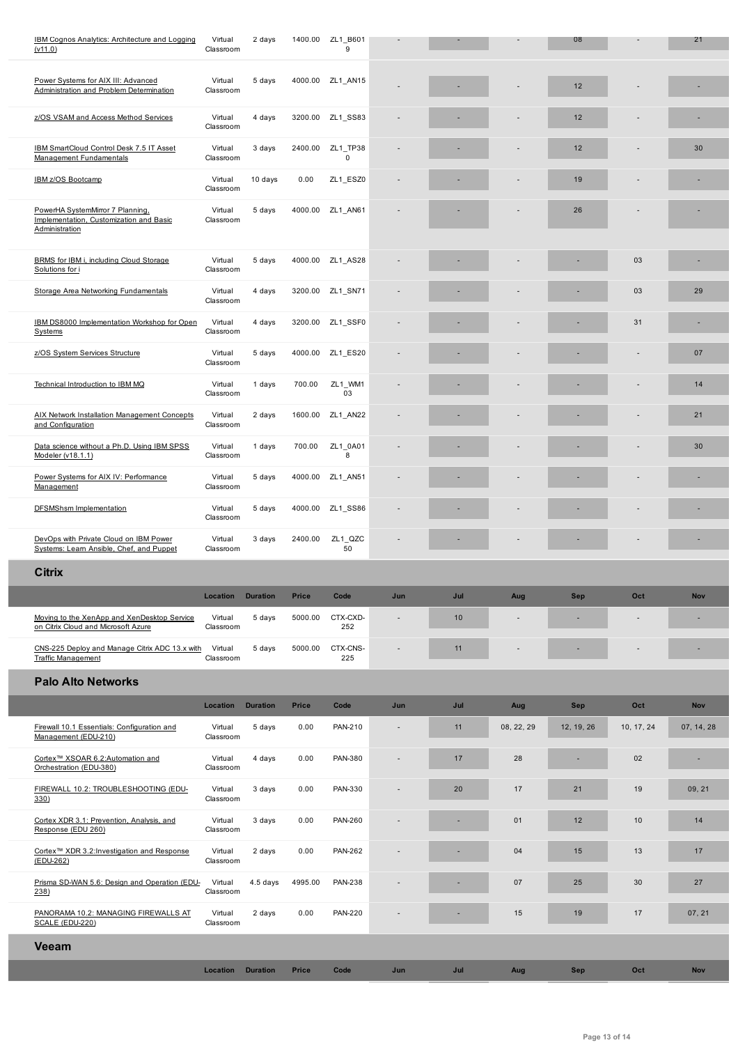| | Location | Duration | Price | Code | Jun | Jul | Aug | Sep | Oct | Nov |
|---|---|---|---|---|---|---|---|---|---|---|
| IBM Cognos Analytics: Architecture and Logging (v11.0) | Virtual Classroom | 2 days | 1400.00 | ZL1_B6019 | - | - | - | 08 | - | 21 |
| Power Systems for AIX III: Advanced Administration and Problem Determination | Virtual Classroom | 5 days | 4000.00 | ZL1_AN15 | - | - | - | 12 | - | - |
| z/OS VSAM and Access Method Services | Virtual Classroom | 4 days | 3200.00 | ZL1_SS83 | - | - | - | 12 | - | - |
| IBM SmartCloud Control Desk 7.5 IT Asset Management Fundamentals | Virtual Classroom | 3 days | 2400.00 | ZL1_TP380 | - | - | - | 12 | - | 30 |
| IBM z/OS Bootcamp | Virtual Classroom | 10 days | 0.00 | ZL1_ESZ0 | - | - | - | 19 | - | - |
| PowerHA SystemMirror 7 Planning, Implementation, Customization and Basic Administration | Virtual Classroom | 5 days | 4000.00 | ZL1_AN61 | - | - | - | 26 | - | - |
| BRMS for IBM i, including Cloud Storage Solutions for i | Virtual Classroom | 5 days | 4000.00 | ZL1_AS28 | - | - | - | - | 03 | - |
| Storage Area Networking Fundamentals | Virtual Classroom | 4 days | 3200.00 | ZL1_SN71 | - | - | - | - | 03 | 29 |
| IBM DS8000 Implementation Workshop for Open Systems | Virtual Classroom | 4 days | 3200.00 | ZL1_SSF0 | - | - | - | - | 31 | - |
| z/OS System Services Structure | Virtual Classroom | 5 days | 4000.00 | ZL1_ES20 | - | - | - | - | - | 07 |
| Technical Introduction to IBM MQ | Virtual Classroom | 1 days | 700.00 | ZL1_WM103 | - | - | - | - | - | 14 |
| AIX Network Installation Management Concepts and Configuration | Virtual Classroom | 2 days | 1600.00 | ZL1_AN22 | - | - | - | - | - | 21 |
| Data science without a Ph.D. Using IBM SPSS Modeler (v18.1.1) | Virtual Classroom | 1 days | 700.00 | ZL1_0A018 | - | - | - | - | - | 30 |
| Power Systems for AIX IV: Performance Management | Virtual Classroom | 5 days | 4000.00 | ZL1_AN51 | - | - | - | - | - | - |
| DFSMShsm Implementation | Virtual Classroom | 5 days | 4000.00 | ZL1_SS86 | - | - | - | - | - | - |
| DevOps with Private Cloud on IBM Power Systems: Learn Ansible, Chef, and Puppet | Virtual Classroom | 3 days | 2400.00 | ZL1_QZC50 | - | - | - | - | - | - |

## Citrix

| | Location | Duration | Price | Code | Jun | Jul | Aug | Sep | Oct | Nov |
|---|---|---|---|---|---|---|---|---|---|---|
| Moving to the XenApp and XenDesktop Service on Citrix Cloud and Microsoft Azure | Virtual Classroom | 5 days | 5000.00 | CTX-CXD-252 | - | 10 | - | - | - | - |
| CNS-225 Deploy and Manage Citrix ADC 13.x with Traffic Management | Virtual Classroom | 5 days | 5000.00 | CTX-CNS-225 | - | 11 | - | - | - | - |

## Palo Alto Networks

| | Location | Duration | Price | Code | Jun | Jul | Aug | Sep | Oct | Nov |
|---|---|---|---|---|---|---|---|---|---|---|
| Firewall 10.1 Essentials: Configuration and Management (EDU-210) | Virtual Classroom | 5 days | 0.00 | PAN-210 | - | 11 | 08, 22, 29 | 12, 19, 26 | 10, 17, 24 | 07, 14, 28 |
| Cortex™ XSOAR 6.2:Automation and Orchestration (EDU-380) | Virtual Classroom | 4 days | 0.00 | PAN-380 | - | 17 | 28 | - | 02 | - |
| FIREWALL 10.2: TROUBLESHOOTING (EDU-330) | Virtual Classroom | 3 days | 0.00 | PAN-330 | - | 20 | 17 | 21 | 19 | 09, 21 |
| Cortex XDR 3.1: Prevention, Analysis, and Response (EDU 260) | Virtual Classroom | 3 days | 0.00 | PAN-260 | - | - | 01 | 12 | 10 | 14 |
| Cortex™ XDR 3.2:Investigation and Response (EDU-262) | Virtual Classroom | 2 days | 0.00 | PAN-262 | - | - | 04 | 15 | 13 | 17 |
| Prisma SD-WAN 5.6: Design and Operation (EDU-238) | Virtual Classroom | 4.5 days | 4995.00 | PAN-238 | - | - | 07 | 25 | 30 | 27 |
| PANORAMA 10.2: MANAGING FIREWALLS AT SCALE (EDU-220) | Virtual Classroom | 2 days | 0.00 | PAN-220 | - | - | 15 | 19 | 17 | 07, 21 |

## Veeam

| | Location | Duration | Price | Code | Jun | Jul | Aug | Sep | Oct | Nov |
|---|---|---|---|---|---|---|---|---|---|---|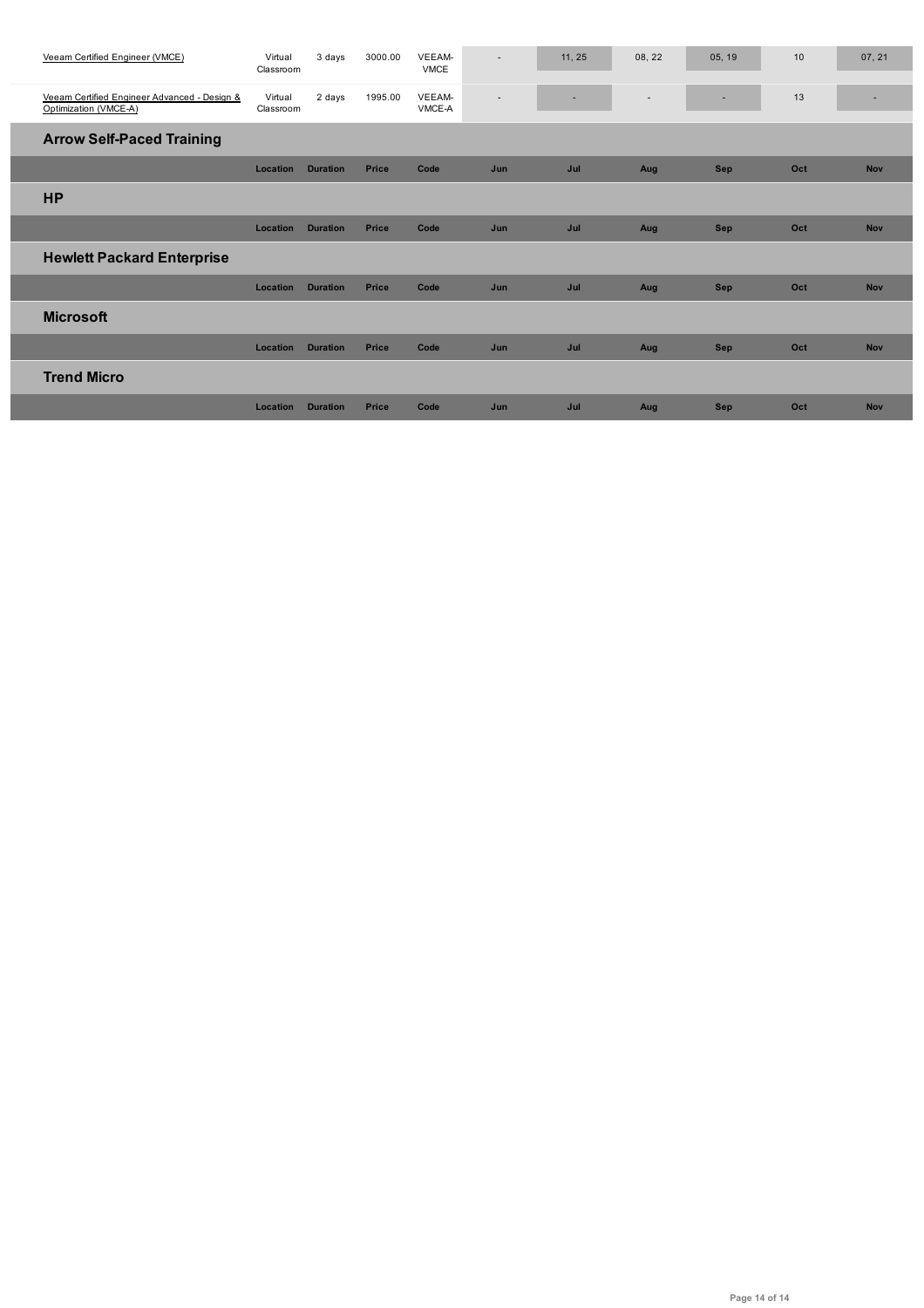| | Location | Duration | Price | Code | Jun | Jul | Aug | Sep | Oct | Nov |
|---|---|---|---|---|---|---|---|---|---|---|
| Veeam Certified Engineer (VMCE) | Virtual Classroom | 3 days | 3000.00 | VEEAM-VMCE | - | 11, 25 | 08, 22 | 05, 19 | 10 | 07, 21 |
| Veeam Certified Engineer Advanced - Design & Optimization (VMCE-A) | Virtual Classroom | 2 days | 1995.00 | VEEAM-VMCE-A | - | - | - | - | 13 | - |

## Arrow Self-Paced Training

| | Location | Duration | Price | Code | Jun | Jul | Aug | Sep | Oct | Nov |
|---|---|---|---|---|---|---|---|---|---|---|

## HP

| | Location | Duration | Price | Code | Jun | Jul | Aug | Sep | Oct | Nov |
|---|---|---|---|---|---|---|---|---|---|---|

## Hewlett Packard Enterprise

| | Location | Duration | Price | Code | Jun | Jul | Aug | Sep | Oct | Nov |
|---|---|---|---|---|---|---|---|---|---|---|

## Microsoft

| | Location | Duration | Price | Code | Jun | Jul | Aug | Sep | Oct | Nov |
|---|---|---|---|---|---|---|---|---|---|---|

## Trend Micro

| | Location | Duration | Price | Code | Jun | Jul | Aug | Sep | Oct | Nov |
|---|---|---|---|---|---|---|---|---|---|---|